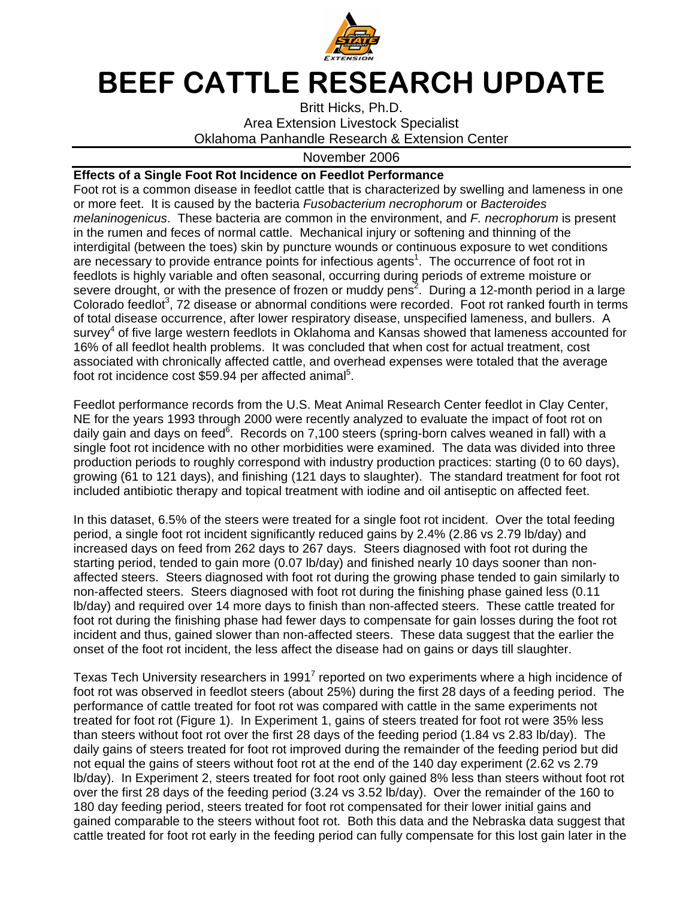# BEEF CATTLE RESEARCH UPDATE

Britt Hicks, Ph.D.
Area Extension Livestock Specialist
Oklahoma Panhandle Research & Extension Center

November 2006

**Effects of a Single Foot Rot Incidence on Feedlot Performance**

Foot rot is a common disease in feedlot cattle that is characterized by swelling and lameness in one or more feet. It is caused by the bacteria *Fusobacterium necrophorum* or *Bacteroides melaninogenicus*. These bacteria are common in the environment, and *F. necrophorum* is present in the rumen and feces of normal cattle. Mechanical injury or softening and thinning of the interdigital (between the toes) skin by puncture wounds or continuous exposure to wet conditions are necessary to provide entrance points for infectious agents[1]. The occurrence of foot rot in feedlots is highly variable and often seasonal, occurring during periods of extreme moisture or severe drought, or with the presence of frozen or muddy pens[2]. During a 12-month period in a large Colorado feedlot[3], 72 disease or abnormal conditions were recorded. Foot rot ranked fourth in terms of total disease occurrence, after lower respiratory disease, unspecified lameness, and bullers. A survey[4] of five large western feedlots in Oklahoma and Kansas showed that lameness accounted for 16% of all feedlot health problems. It was concluded that when cost for actual treatment, cost associated with chronically affected cattle, and overhead expenses were totaled that the average foot rot incidence cost $59.94 per affected animal[5].

Feedlot performance records from the U.S. Meat Animal Research Center feedlot in Clay Center, NE for the years 1993 through 2000 were recently analyzed to evaluate the impact of foot rot on daily gain and days on feed[6]. Records on 7,100 steers (spring-born calves weaned in fall) with a single foot rot incidence with no other morbidities were examined. The data was divided into three production periods to roughly correspond with industry production practices: starting (0 to 60 days), growing (61 to 121 days), and finishing (121 days to slaughter). The standard treatment for foot rot included antibiotic therapy and topical treatment with iodine and oil antiseptic on affected feet.

In this dataset, 6.5% of the steers were treated for a single foot rot incident. Over the total feeding period, a single foot rot incident significantly reduced gains by 2.4% (2.86 vs 2.79 lb/day) and increased days on feed from 262 days to 267 days. Steers diagnosed with foot rot during the starting period, tended to gain more (0.07 lb/day) and finished nearly 10 days sooner than non-affected steers. Steers diagnosed with foot rot during the growing phase tended to gain similarly to non-affected steers. Steers diagnosed with foot rot during the finishing phase gained less (0.11 lb/day) and required over 14 more days to finish than non-affected steers. These cattle treated for foot rot during the finishing phase had fewer days to compensate for gain losses during the foot rot incident and thus, gained slower than non-affected steers. These data suggest that the earlier the onset of the foot rot incident, the less affect the disease had on gains or days till slaughter.

Texas Tech University researchers in 1991[7] reported on two experiments where a high incidence of foot rot was observed in feedlot steers (about 25%) during the first 28 days of a feeding period. The performance of cattle treated for foot rot was compared with cattle in the same experiments not treated for foot rot (Figure 1). In Experiment 1, gains of steers treated for foot rot were 35% less than steers without foot rot over the first 28 days of the feeding period (1.84 vs 2.83 lb/day). The daily gains of steers treated for foot rot improved during the remainder of the feeding period but did not equal the gains of steers without foot rot at the end of the 140 day experiment (2.62 vs 2.79 lb/day). In Experiment 2, steers treated for foot rot only gained 8% less than steers without foot rot over the first 28 days of the feeding period (3.24 vs 3.52 lb/day). Over the remainder of the 160 to 180 day feeding period, steers treated for foot rot compensated for their lower initial gains and gained comparable to the steers without foot rot. Both this data and the Nebraska data suggest that cattle treated for foot rot early in the feeding period can fully compensate for this lost gain later in the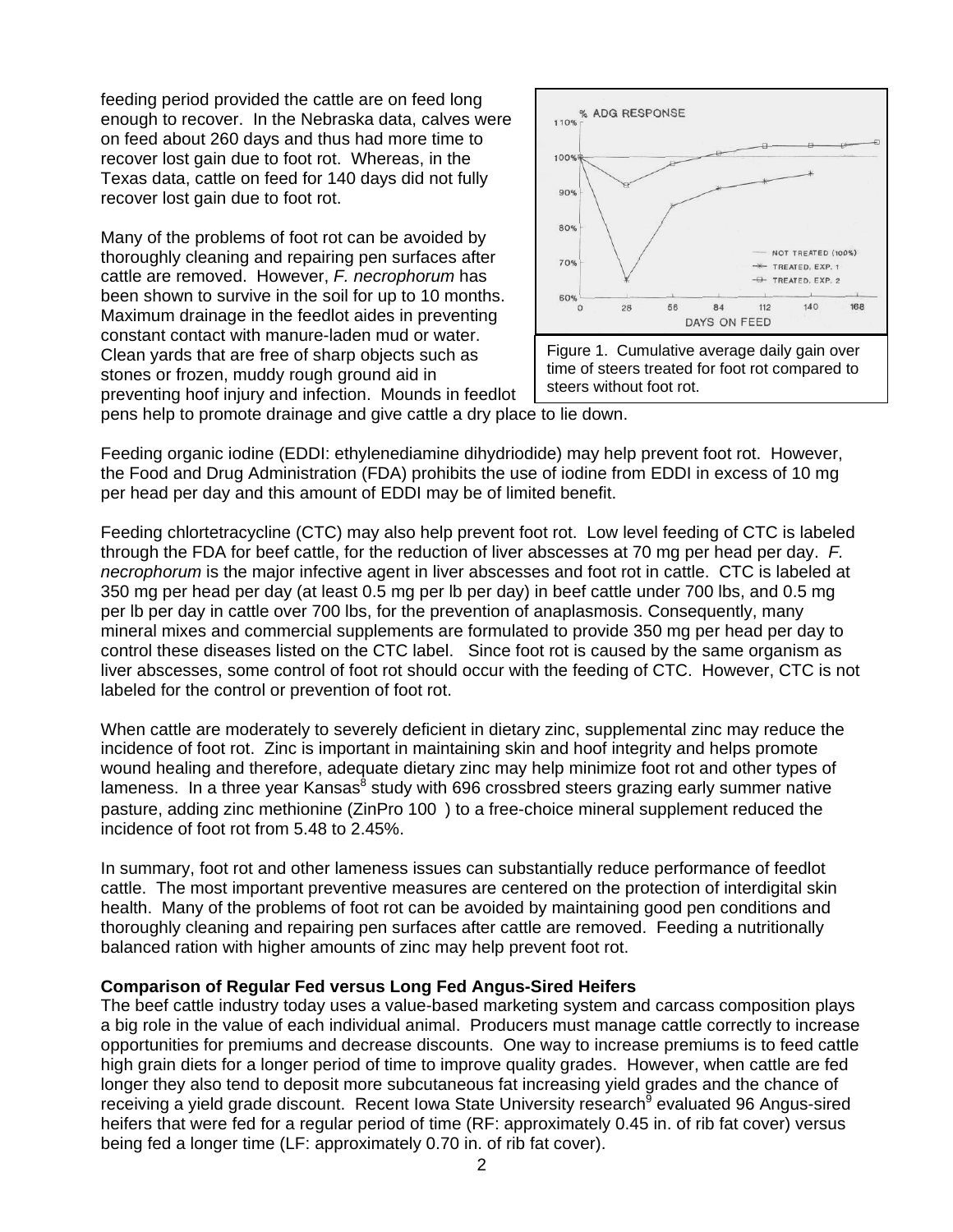feeding period provided the cattle are on feed long enough to recover. In the Nebraska data, calves were on feed about 260 days and thus had more time to recover lost gain due to foot rot. Whereas, in the Texas data, cattle on feed for 140 days did not fully recover lost gain due to foot rot.

Many of the problems of foot rot can be avoided by thoroughly cleaning and repairing pen surfaces after cattle are removed. However, *F. necrophorum* has been shown to survive in the soil for up to 10 months. Maximum drainage in the feedlot aides in preventing constant contact with manure-laden mud or water. Clean yards that are free of sharp objects such as stones or frozen, muddy rough ground aid in preventing hoof injury and infection. Mounds in feedlot pens help to promote drainage and give cattle a dry place to lie down.

Figure 1. Cumulative average daily gain over time of steers treated for foot rot compared to steers without foot rot.

Feeding organic iodine (EDDI: ethylenediamine dihydriodide) may help prevent foot rot. However, the Food and Drug Administration (FDA) prohibits the use of iodine from EDDI in excess of 10 mg per head per day and this amount of EDDI may be of limited benefit.

Feeding chlortetracycline (CTC) may also help prevent foot rot. Low level feeding of CTC is labeled through the FDA for beef cattle, for the reduction of liver abscesses at 70 mg per head per day. *F. necrophorum* is the major infective agent in liver abscesses and foot rot in cattle. CTC is labeled at 350 mg per head per day (at least 0.5 mg per lb per day) in beef cattle under 700 lbs, and 0.5 mg per lb per day in cattle over 700 lbs, for the prevention of anaplasmosis. Consequently, many mineral mixes and commercial supplements are formulated to provide 350 mg per head per day to control these diseases listed on the CTC label. Since foot rot is caused by the same organism as liver abscesses, some control of foot rot should occur with the feeding of CTC. However, CTC is not labeled for the control or prevention of foot rot.

When cattle are moderately to severely deficient in dietary zinc, supplemental zinc may reduce the incidence of foot rot. Zinc is important in maintaining skin and hoof integrity and helps promote wound healing and therefore, adequate dietary zinc may help minimize foot rot and other types of lameness. In a three year Kansas[8] study with 696 crossbred steers grazing early summer native pasture, adding zinc methionine (ZinPro 100 ) to a free-choice mineral supplement reduced the incidence of foot rot from 5.48 to 2.45%.

In summary, foot rot and other lameness issues can substantially reduce performance of feedlot cattle. The most important preventive measures are centered on the protection of interdigital skin health. Many of the problems of foot rot can be avoided by maintaining good pen conditions and thoroughly cleaning and repairing pen surfaces after cattle are removed. Feeding a nutritionally balanced ration with higher amounts of zinc may help prevent foot rot.

**Comparison of Regular Fed versus Long Fed Angus-Sired Heifers**

The beef cattle industry today uses a value-based marketing system and carcass composition plays a big role in the value of each individual animal. Producers must manage cattle correctly to increase opportunities for premiums and decrease discounts. One way to increase premiums is to feed cattle high grain diets for a longer period of time to improve quality grades. However, when cattle are fed longer they also tend to deposit more subcutaneous fat increasing yield grades and the chance of receiving a yield grade discount. Recent Iowa State University research[9] evaluated 96 Angus-sired heifers that were fed for a regular period of time (RF: approximately 0.45 in. of rib fat cover) versus being fed a longer time (LF: approximately 0.70 in. of rib fat cover).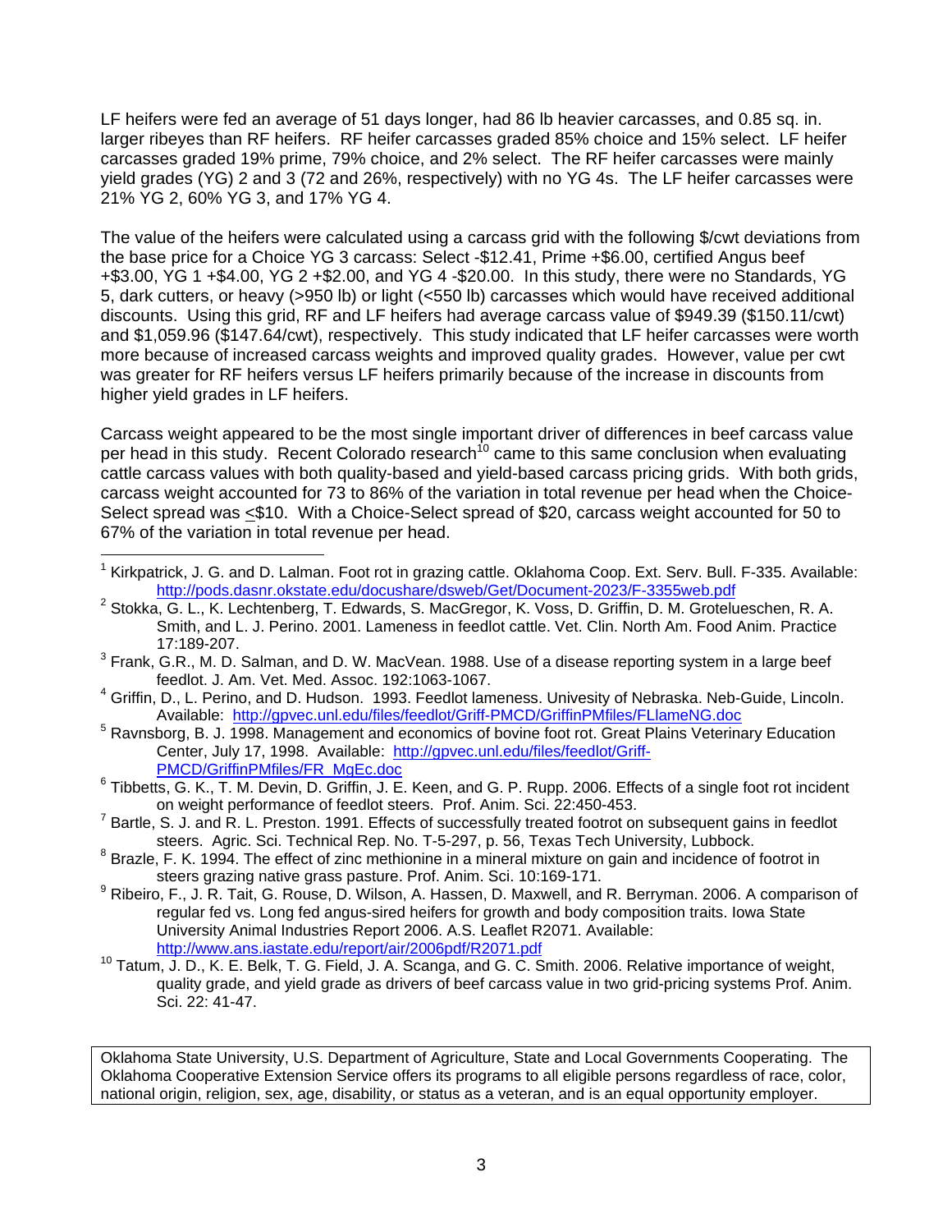LF heifers were fed an average of 51 days longer, had 86 lb heavier carcasses, and 0.85 sq. in. larger ribeyes than RF heifers. RF heifer carcasses graded 85% choice and 15% select. LF heifer carcasses graded 19% prime, 79% choice, and 2% select. The RF heifer carcasses were mainly yield grades (YG) 2 and 3 (72 and 26%, respectively) with no YG 4s. The LF heifer carcasses were 21% YG 2, 60% YG 3, and 17% YG 4.

The value of the heifers were calculated using a carcass grid with the following $/cwt deviations from the base price for a Choice YG 3 carcass: Select -$12.41, Prime +$6.00, certified Angus beef +$3.00, YG 1 +$4.00, YG 2 +$2.00, and YG 4 -$20.00. In this study, there were no Standards, YG 5, dark cutters, or heavy (>950 lb) or light (<550 lb) carcasses which would have received additional discounts. Using this grid, RF and LF heifers had average carcass value of $949.39 ($150.11/cwt) and $1,059.96 ($147.64/cwt), respectively. This study indicated that LF heifer carcasses were worth more because of increased carcass weights and improved quality grades. However, value per cwt was greater for RF heifers versus LF heifers primarily because of the increase in discounts from higher yield grades in LF heifers.

Carcass weight appeared to be the most single important driver of differences in beef carcass value per head in this study. Recent Colorado research[10] came to this same conclusion when evaluating cattle carcass values with both quality-based and yield-based carcass pricing grids. With both grids, carcass weight accounted for 73 to 86% of the variation in total revenue per head when the Choice-Select spread was ≤$10. With a Choice-Select spread of $20, carcass weight accounted for 50 to 67% of the variation in total revenue per head.

---

[1] Kirkpatrick, J. G. and D. Lalman. Foot rot in grazing cattle. Oklahoma Coop. Ext. Serv. Bull. F-335. Available: http://pods.dasnr.okstate.edu/docushare/dsweb/Get/Document-2023/F-3355web.pdf

[2] Stokka, G. L., K. Lechtenberg, T. Edwards, S. MacGregor, K. Voss, D. Griffin, D. M. Grotelueschen, R. A. Smith, and L. J. Perino. 2001. Lameness in feedlot cattle. Vet. Clin. North Am. Food Anim. Practice 17:189-207.

[3] Frank, G.R., M. D. Salman, and D. W. MacVean. 1988. Use of a disease reporting system in a large beef feedlot. J. Am. Vet. Med. Assoc. 192:1063-1067.

[4] Griffin, D., L. Perino, and D. Hudson. 1993. Feedlot lameness. Univesity of Nebraska. Neb-Guide, Lincoln. Available: http://gpvec.unl.edu/files/feedlot/Griff-PMCD/GriffinPMfiles/FLlameNG.doc

[5] Ravnsborg, B. J. 1998. Management and economics of bovine foot rot. Great Plains Veterinary Education Center, July 17, 1998. Available: http://gpvec.unl.edu/files/feedlot/Griff-PMCD/GriffinPMfiles/FR_MgEc.doc

[6] Tibbetts, G. K., T. M. Devin, D. Griffin, J. E. Keen, and G. P. Rupp. 2006. Effects of a single foot rot incident on weight performance of feedlot steers. Prof. Anim. Sci. 22:450-453.

[7] Bartle, S. J. and R. L. Preston. 1991. Effects of successfully treated footrot on subsequent gains in feedlot steers. Agric. Sci. Technical Rep. No. T-5-297, p. 56, Texas Tech University, Lubbock.

[8] Brazle, F. K. 1994. The effect of zinc methionine in a mineral mixture on gain and incidence of footrot in steers grazing native grass pasture. Prof. Anim. Sci. 10:169-171.

[9] Ribeiro, F., J. R. Tait, G. Rouse, D. Wilson, A. Hassen, D. Maxwell, and R. Berryman. 2006. A comparison of regular fed vs. Long fed angus-sired heifers for growth and body composition traits. Iowa State University Animal Industries Report 2006. A.S. Leaflet R2071. Available: http://www.ans.iastate.edu/report/air/2006pdf/R2071.pdf

[10] Tatum, J. D., K. E. Belk, T. G. Field, J. A. Scanga, and G. C. Smith. 2006. Relative importance of weight, quality grade, and yield grade as drivers of beef carcass value in two grid-pricing systems Prof. Anim. Sci. 22: 41-47.

Oklahoma State University, U.S. Department of Agriculture, State and Local Governments Cooperating. The Oklahoma Cooperative Extension Service offers its programs to all eligible persons regardless of race, color, national origin, religion, sex, age, disability, or status as a veteran, and is an equal opportunity employer.